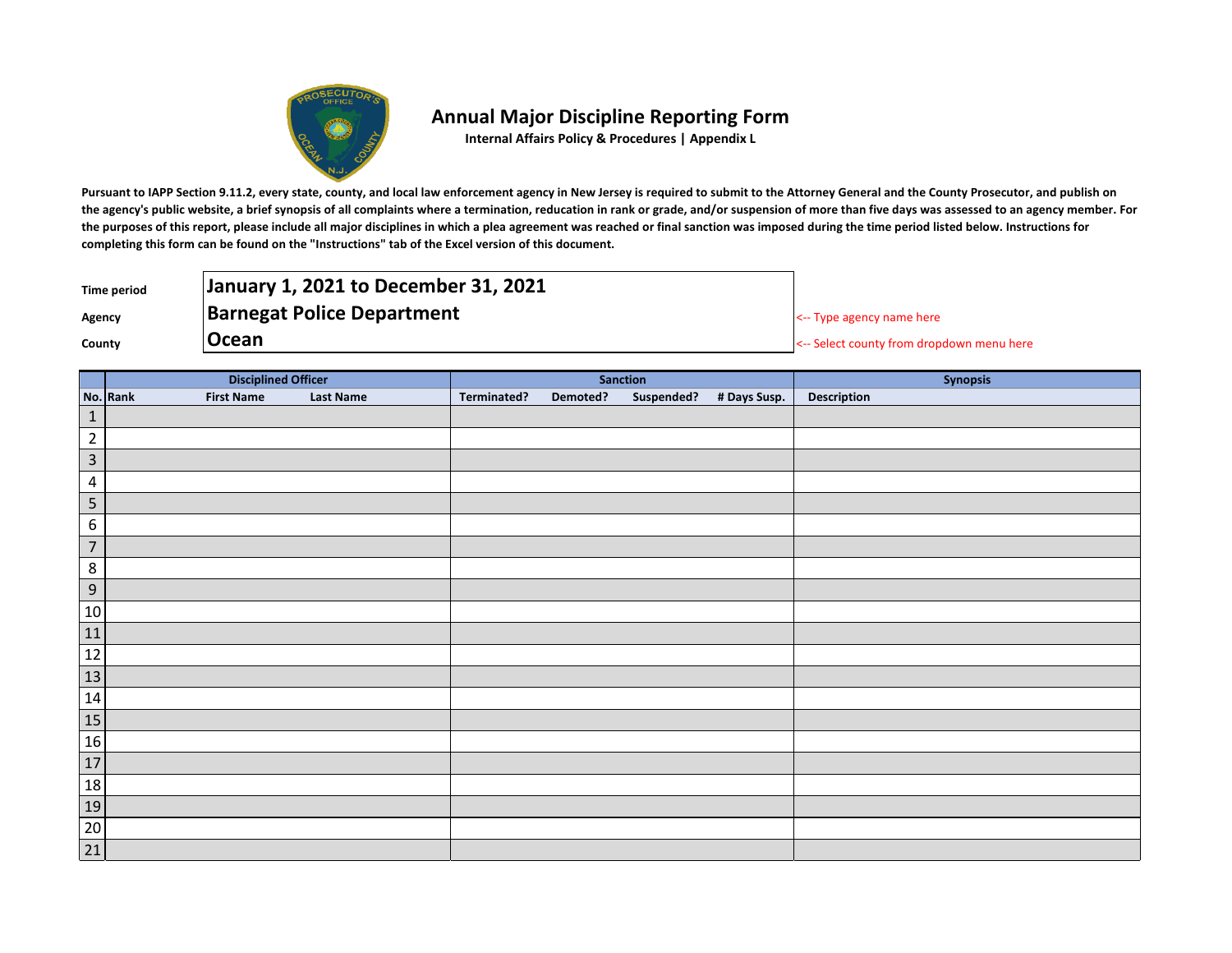# Annual Major Discipline Reporting Form

**Internal Affairs Policy & Procedures | Appendix L**

**Pursuant to IAPP Section 9.11.2, every state, county, and local law enforcement agency in New Jersey is required to submit to the Attorney General and the County Prosecutor, and publish on the agency's public website, a brief synopsis of all complaints where a termination, reducation in rank or grade, and/or suspension of more than five days was assessed to an agency member. For the purposes of this report, please include all major disciplines in which a plea agreement was reached or final sanction was imposed during the time period listed below. Instructions for completing this form can be found on the "Instructions" tab of the Excel version of this document.**

| | | |
|---|---|---|
| **Time period** | **January 1, 2021 to December 31, 2021** | |
| **Agency** | **Barnegat Police Department** | <-- Type agency name here |
| **County** | **Ocean** | <-- Select county from dropdown menu here |

| | Disciplined Officer | | | Sanction | | | | Synopsis |
|---|---|---|---|---|---|---|---|---|
| **No.** | **Rank** | **First Name** | **Last Name** | **Terminated?** | **Demoted?** | **Suspended?** | **# Days Susp.** | **Description** |
| 1 | | | | | | | | |
| 2 | | | | | | | | |
| 3 | | | | | | | | |
| 4 | | | | | | | | |
| 5 | | | | | | | | |
| 6 | | | | | | | | |
| 7 | | | | | | | | |
| 8 | | | | | | | | |
| 9 | | | | | | | | |
| 10 | | | | | | | | |
| 11 | | | | | | | | |
| 12 | | | | | | | | |
| 13 | | | | | | | | |
| 14 | | | | | | | | |
| 15 | | | | | | | | |
| 16 | | | | | | | | |
| 17 | | | | | | | | |
| 18 | | | | | | | | |
| 19 | | | | | | | | |
| 20 | | | | | | | | |
| 21 | | | | | | | | |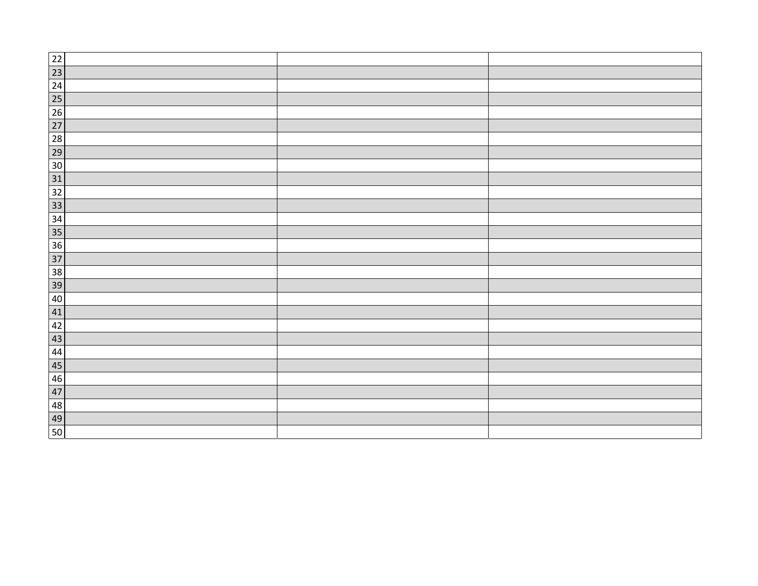| | | | |
|---|---|---|---|
| 22 | | | |
| 23 | | | |
| 24 | | | |
| 25 | | | |
| 26 | | | |
| 27 | | | |
| 28 | | | |
| 29 | | | |
| 30 | | | |
| 31 | | | |
| 32 | | | |
| 33 | | | |
| 34 | | | |
| 35 | | | |
| 36 | | | |
| 37 | | | |
| 38 | | | |
| 39 | | | |
| 40 | | | |
| 41 | | | |
| 42 | | | |
| 43 | | | |
| 44 | | | |
| 45 | | | |
| 46 | | | |
| 47 | | | |
| 48 | | | |
| 49 | | | |
| 50 | | | |